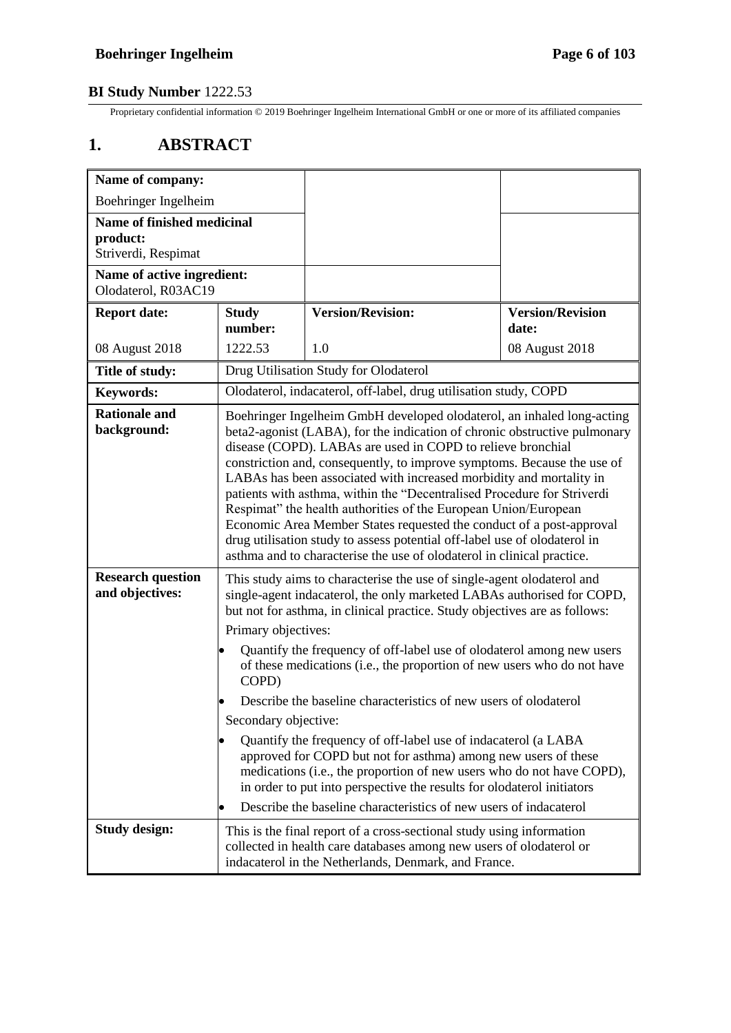# 1. ABSTRACT

| Name of company: Boehringer Ingelheim | | | |
|---|---|---|---|
| **Name of finished medicinal product:** Striverdi, Respimat | | | |
| **Name of active ingredient:** Olodaterol, R03AC19 | | | |
| **Report date:** | **Study number:** | **Version/Revision:** | **Version/Revision date:** |
| 08 August 2018 | 1222.53 | 1.0 | 08 August 2018 |
| **Title of study:** | Drug Utilisation Study for Olodaterol | | |
| **Keywords:** | Olodaterol, indacaterol, off-label, drug utilisation study, COPD | | |
| **Rationale and background:** | Boehringer Ingelheim GmbH developed olodaterol, an inhaled long-acting beta2-agonist (LABA), for the indication of chronic obstructive pulmonary disease (COPD). LABAs are used in COPD to relieve bronchial constriction and, consequently, to improve symptoms. Because the use of LABAs has been associated with increased morbidity and mortality in patients with asthma, within the "Decentralised Procedure for Striverdi Respimat" the health authorities of the European Union/European Economic Area Member States requested the conduct of a post-approval drug utilisation study to assess potential off-label use of olodaterol in asthma and to characterise the use of olodaterol in clinical practice. | | |
| **Research question and objectives:** | This study aims to characterise the use of single-agent olodaterol and single-agent indacaterol, the only marketed LABAs authorised for COPD, but not for asthma, in clinical practice. Study objectives are as follows:<br>Primary objectives:<br>• Quantify the frequency of off-label use of olodaterol among new users of these medications (i.e., the proportion of new users who do not have COPD)<br>• Describe the baseline characteristics of new users of olodaterol<br>Secondary objective:<br>• Quantify the frequency of off-label use of indacaterol (a LABA approved for COPD but not for asthma) among new users of these medications (i.e., the proportion of new users who do not have COPD), in order to put into perspective the results for olodaterol initiators<br>• Describe the baseline characteristics of new users of indacaterol | | |
| **Study design:** | This is the final report of a cross-sectional study using information collected in health care databases among new users of olodaterol or indacaterol in the Netherlands, Denmark, and France. | | |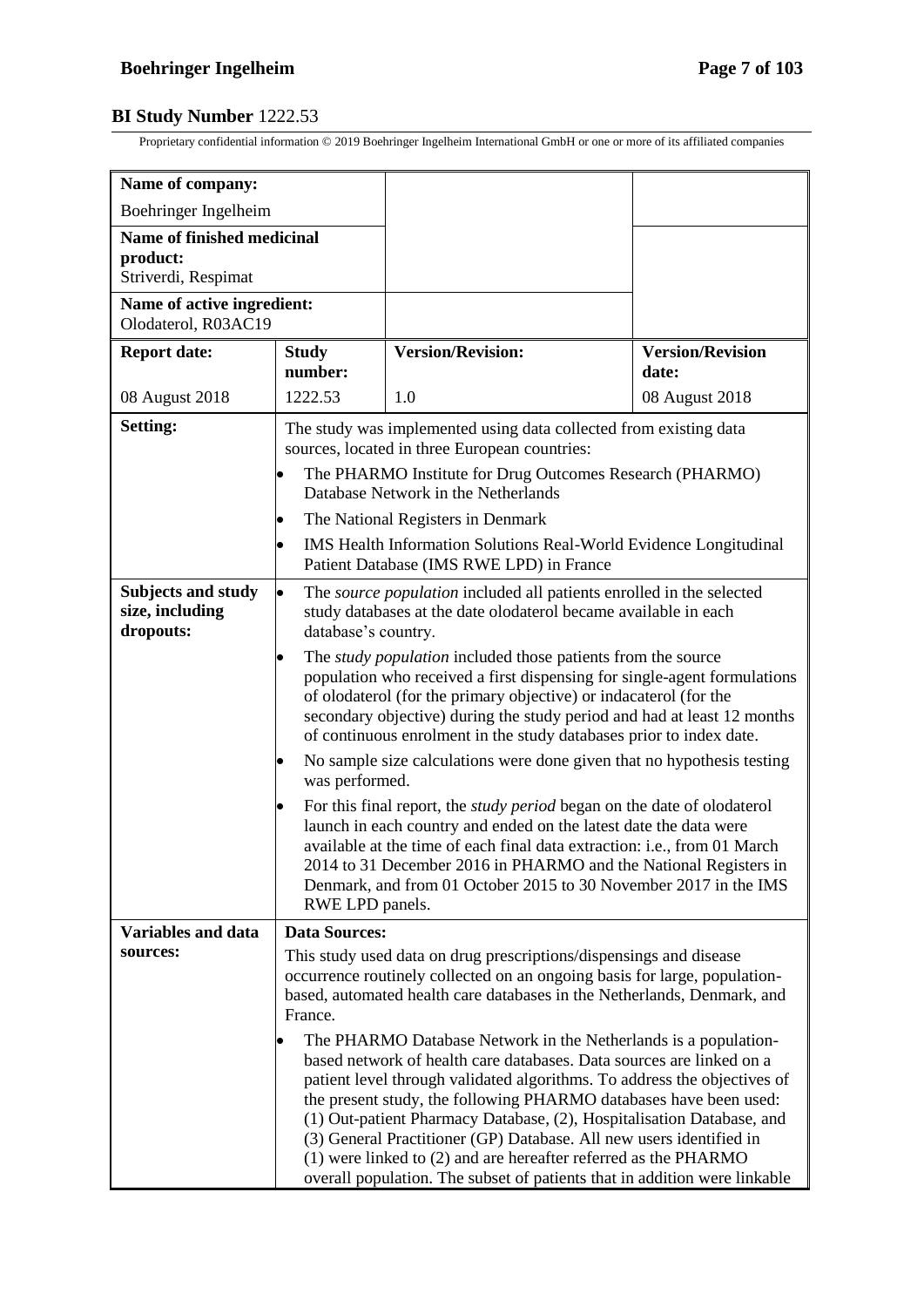**BI Study Number** 1222.53

Proprietary confidential information © 2019 Boehringer Ingelheim International GmbH or one or more of its affiliated companies

| **Name of company:**<br>Boehringer Ingelheim | | | |
|---|---|---|---|
| **Name of finished medicinal product:**<br>Striverdi, Respimat | | | |
| **Name of active ingredient:**<br>Olodaterol, R03AC19 | | | |
| **Report date:**<br>08 August 2018 | **Study number:**<br>1222.53 | **Version/Revision:**<br>1.0 | **Version/Revision date:**<br>08 August 2018 |
| **Setting:** | The study was implemented using data collected from existing data sources, located in three European countries:<br>• The PHARMO Institute for Drug Outcomes Research (PHARMO) Database Network in the Netherlands<br>• The National Registers in Denmark<br>• IMS Health Information Solutions Real-World Evidence Longitudinal Patient Database (IMS RWE LPD) in France | | |
| **Subjects and study size, including dropouts:** | • The *source population* included all patients enrolled in the selected study databases at the date olodaterol became available in each database's country.<br>• The *study population* included those patients from the source population who received a first dispensing for single-agent formulations of olodaterol (for the primary objective) or indacaterol (for the secondary objective) during the study period and had at least 12 months of continuous enrolment in the study databases prior to index date.<br>• No sample size calculations were done given that no hypothesis testing was performed.<br>• For this final report, the *study period* began on the date of olodaterol launch in each country and ended on the latest date the data were available at the time of each final data extraction: i.e., from 01 March 2014 to 31 December 2016 in PHARMO and the National Registers in Denmark, and from 01 October 2015 to 30 November 2017 in the IMS RWE LPD panels. | | |
| **Variables and data sources:** | **Data Sources:**<br>This study used data on drug prescriptions/dispensings and disease occurrence routinely collected on an ongoing basis for large, population-based, automated health care databases in the Netherlands, Denmark, and France.<br>• The PHARMO Database Network in the Netherlands is a population-based network of health care databases. Data sources are linked on a patient level through validated algorithms. To address the objectives of the present study, the following PHARMO databases have been used: (1) Out-patient Pharmacy Database, (2), Hospitalisation Database, and (3) General Practitioner (GP) Database. All new users identified in (1) were linked to (2) and are hereafter referred as the PHARMO overall population. The subset of patients that in addition were linkable | | |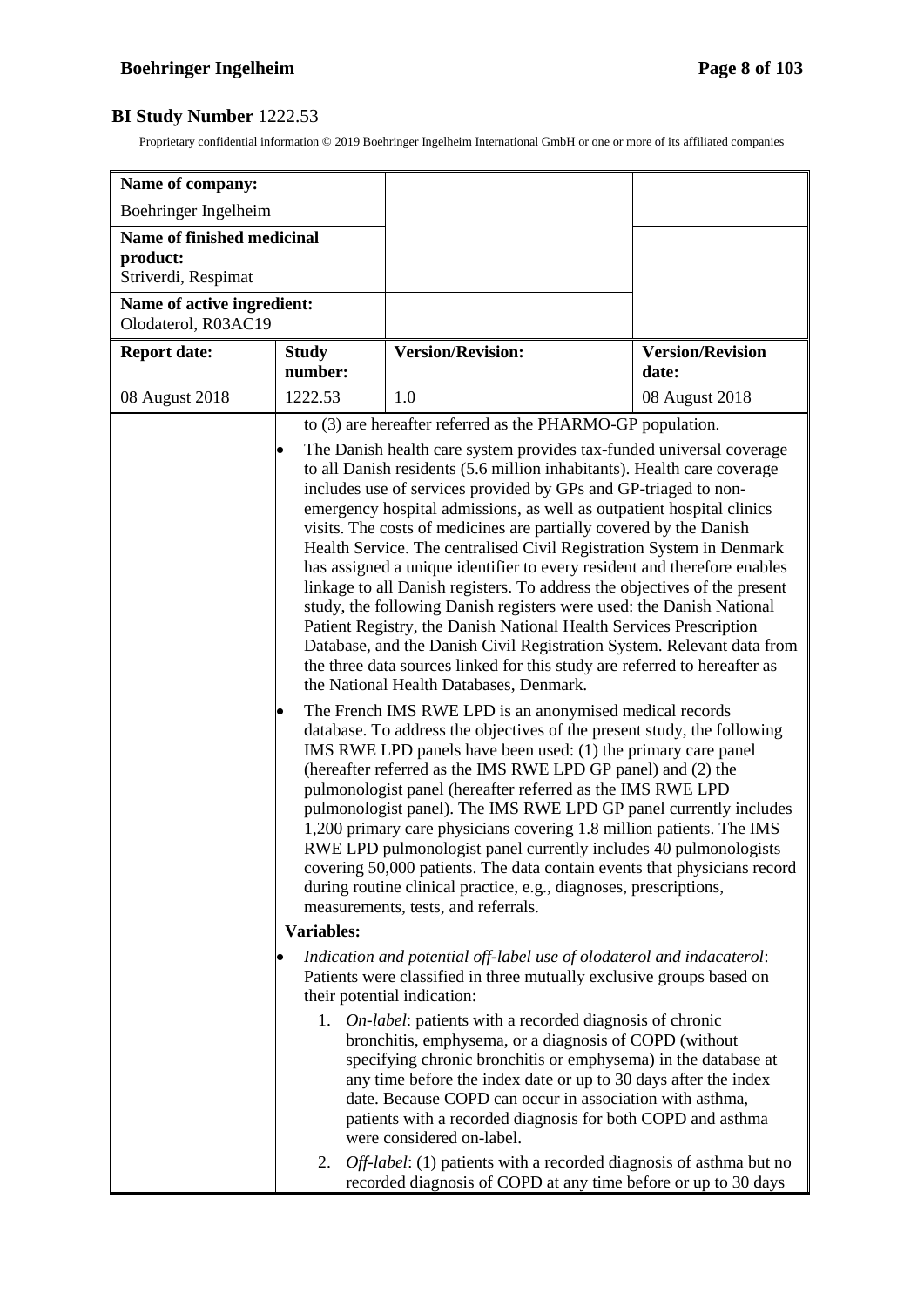| Name of company: | | | |
|---|---|---|---|
| Boehringer Ingelheim | | | |
| **Name of finished medicinal product:** Striverdi, Respimat | | | |
| **Name of active ingredient:** Olodaterol, R03AC19 | | | |
| **Report date:** | **Study number:** | **Version/Revision:** | **Version/Revision date:** |
| 08 August 2018 | 1222.53 | 1.0 | 08 August 2018 |

to (3) are hereafter referred as the PHARMO-GP population.

- The Danish health care system provides tax-funded universal coverage to all Danish residents (5.6 million inhabitants). Health care coverage includes use of services provided by GPs and GP-triaged to non-emergency hospital admissions, as well as outpatient hospital clinics visits. The costs of medicines are partially covered by the Danish Health Service. The centralised Civil Registration System in Denmark has assigned a unique identifier to every resident and therefore enables linkage to all Danish registers. To address the objectives of the present study, the following Danish registers were used: the Danish National Patient Registry, the Danish National Health Services Prescription Database, and the Danish Civil Registration System. Relevant data from the three data sources linked for this study are referred to hereafter as the National Health Databases, Denmark.
- The French IMS RWE LPD is an anonymised medical records database. To address the objectives of the present study, the following IMS RWE LPD panels have been used: (1) the primary care panel (hereafter referred as the IMS RWE LPD GP panel) and (2) the pulmonologist panel (hereafter referred as the IMS RWE LPD pulmonologist panel). The IMS RWE LPD GP panel currently includes 1,200 primary care physicians covering 1.8 million patients. The IMS RWE LPD pulmonologist panel currently includes 40 pulmonologists covering 50,000 patients. The data contain events that physicians record during routine clinical practice, e.g., diagnoses, prescriptions, measurements, tests, and referrals.

**Variables:**

- *Indication and potential off-label use of olodaterol and indacaterol*: Patients were classified in three mutually exclusive groups based on their potential indication:
  1. *On-label*: patients with a recorded diagnosis of chronic bronchitis, emphysema, or a diagnosis of COPD (without specifying chronic bronchitis or emphysema) in the database at any time before the index date or up to 30 days after the index date. Because COPD can occur in association with asthma, patients with a recorded diagnosis for both COPD and asthma were considered on-label.
  2. *Off-label*: (1) patients with a recorded diagnosis of asthma but no recorded diagnosis of COPD at any time before or up to 30 days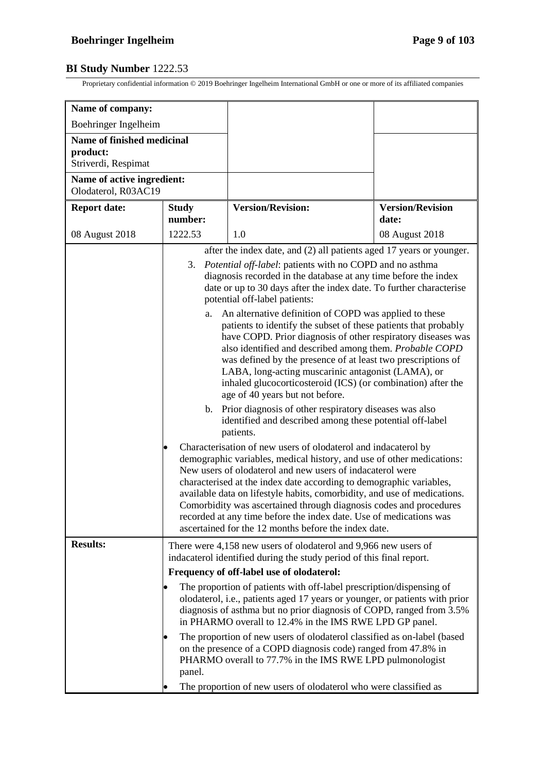| Name of company: | | |
|---|---|---|
| Boehringer Ingelheim | | |
| **Name of finished medicinal product:** Striverdi, Respimat | | |
| **Name of active ingredient:** Olodaterol, R03AC19 | | |

| Report date: | Study number: | Version/Revision: | Version/Revision date: |
|---|---|---|---|
| 08 August 2018 | 1222.53 | 1.0 | 08 August 2018 |

after the index date, and (2) all patients aged 17 years or younger.

3. *Potential off-label*: patients with no COPD and no asthma diagnosis recorded in the database at any time before the index date or up to 30 days after the index date. To further characterise potential off-label patients:
   a. An alternative definition of COPD was applied to these patients to identify the subset of these patients that probably have COPD. Prior diagnosis of other respiratory diseases was also identified and described among them. *Probable COPD* was defined by the presence of at least two prescriptions of LABA, long-acting muscarinic antagonist (LAMA), or inhaled glucocorticosteroid (ICS) (or combination) after the age of 40 years but not before.
   b. Prior diagnosis of other respiratory diseases was also identified and described among these potential off-label patients.

- Characterisation of new users of olodaterol and indacaterol by demographic variables, medical history, and use of other medications: New users of olodaterol and new users of indacaterol were characterised at the index date according to demographic variables, available data on lifestyle habits, comorbidity, and use of medications. Comorbidity was ascertained through diagnosis codes and procedures recorded at any time before the index date. Use of medications was ascertained for the 12 months before the index date.

**Results:**

There were 4,158 new users of olodaterol and 9,966 new users of indacaterol identified during the study period of this final report.

**Frequency of off-label use of olodaterol:**

- The proportion of patients with off-label prescription/dispensing of olodaterol, i.e., patients aged 17 years or younger, or patients with prior diagnosis of asthma but no prior diagnosis of COPD, ranged from 3.5% in PHARMO overall to 12.4% in the IMS RWE LPD GP panel.
- The proportion of new users of olodaterol classified as on-label (based on the presence of a COPD diagnosis code) ranged from 47.8% in PHARMO overall to 77.7% in the IMS RWE LPD pulmonologist panel.
- The proportion of new users of olodaterol who were classified as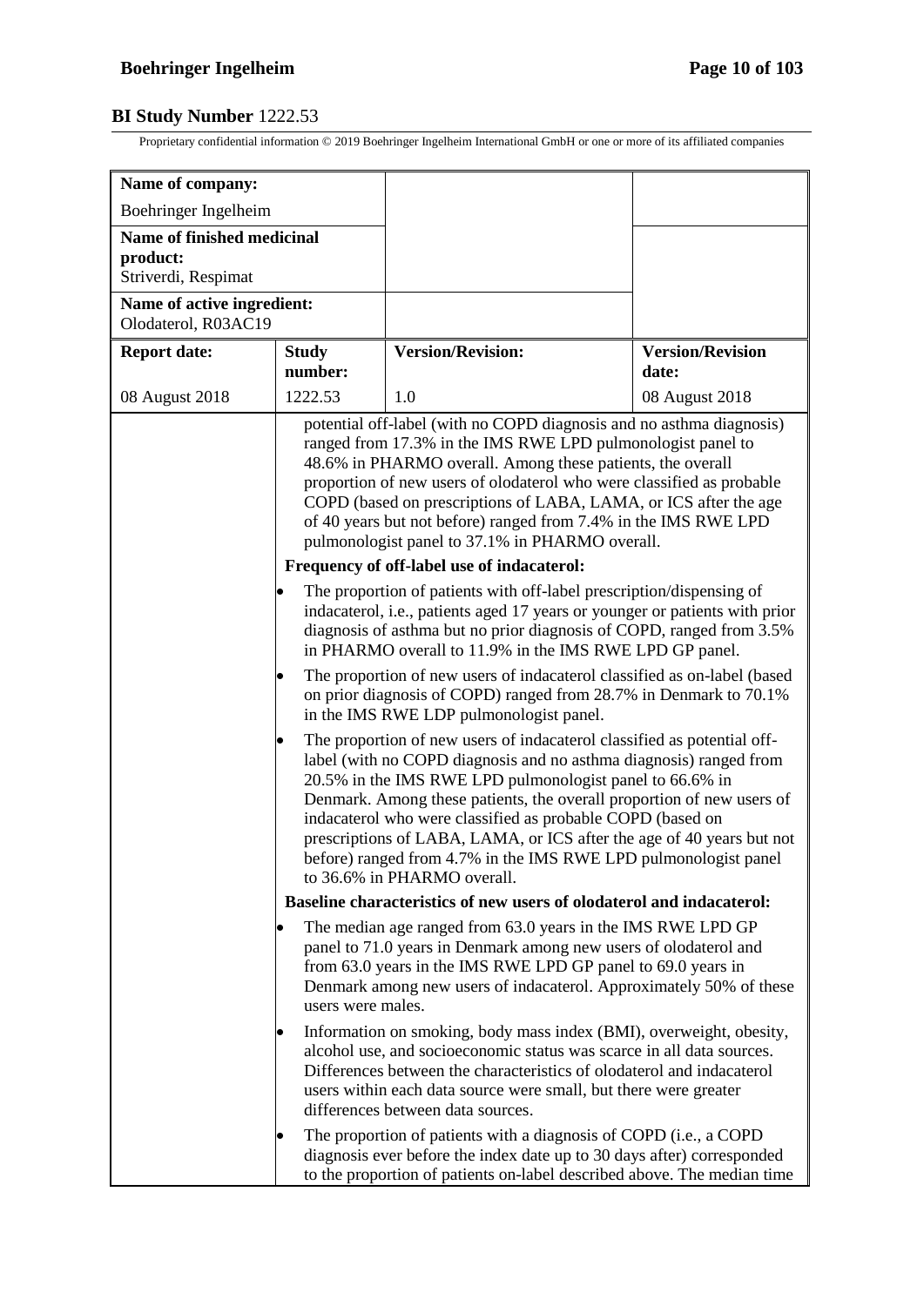**BI Study Number** 1222.53

Proprietary confidential information © 2019 Boehringer Ingelheim International GmbH or one or more of its affiliated companies

| Name of company: | | | |
|---|---|---|---|
| Boehringer Ingelheim | | | |
| **Name of finished medicinal product:** Striverdi, Respimat | | | |
| **Name of active ingredient:** Olodaterol, R03AC19 | | | |
| **Report date:** | **Study number:** | **Version/Revision:** | **Version/Revision date:** |
| 08 August 2018 | 1222.53 | 1.0 | 08 August 2018 |

potential off-label (with no COPD diagnosis and no asthma diagnosis) ranged from 17.3% in the IMS RWE LPD pulmonologist panel to 48.6% in PHARMO overall. Among these patients, the overall proportion of new users of olodaterol who were classified as probable COPD (based on prescriptions of LABA, LAMA, or ICS after the age of 40 years but not before) ranged from 7.4% in the IMS RWE LPD pulmonologist panel to 37.1% in PHARMO overall.

**Frequency of off-label use of indacaterol:**

- The proportion of patients with off-label prescription/dispensing of indacaterol, i.e., patients aged 17 years or younger or patients with prior diagnosis of asthma but no prior diagnosis of COPD, ranged from 3.5% in PHARMO overall to 11.9% in the IMS RWE LPD GP panel.
- The proportion of new users of indacaterol classified as on-label (based on prior diagnosis of COPD) ranged from 28.7% in Denmark to 70.1% in the IMS RWE LDP pulmonologist panel.
- The proportion of new users of indacaterol classified as potential off-label (with no COPD diagnosis and no asthma diagnosis) ranged from 20.5% in the IMS RWE LPD pulmonologist panel to 66.6% in Denmark. Among these patients, the overall proportion of new users of indacaterol who were classified as probable COPD (based on prescriptions of LABA, LAMA, or ICS after the age of 40 years but not before) ranged from 4.7% in the IMS RWE LPD pulmonologist panel to 36.6% in PHARMO overall.

**Baseline characteristics of new users of olodaterol and indacaterol:**

- The median age ranged from 63.0 years in the IMS RWE LPD GP panel to 71.0 years in Denmark among new users of olodaterol and from 63.0 years in the IMS RWE LPD GP panel to 69.0 years in Denmark among new users of indacaterol. Approximately 50% of these users were males.
- Information on smoking, body mass index (BMI), overweight, obesity, alcohol use, and socioeconomic status was scarce in all data sources. Differences between the characteristics of olodaterol and indacaterol users within each data source were small, but there were greater differences between data sources.
- The proportion of patients with a diagnosis of COPD (i.e., a COPD diagnosis ever before the index date up to 30 days after) corresponded to the proportion of patients on-label described above. The median time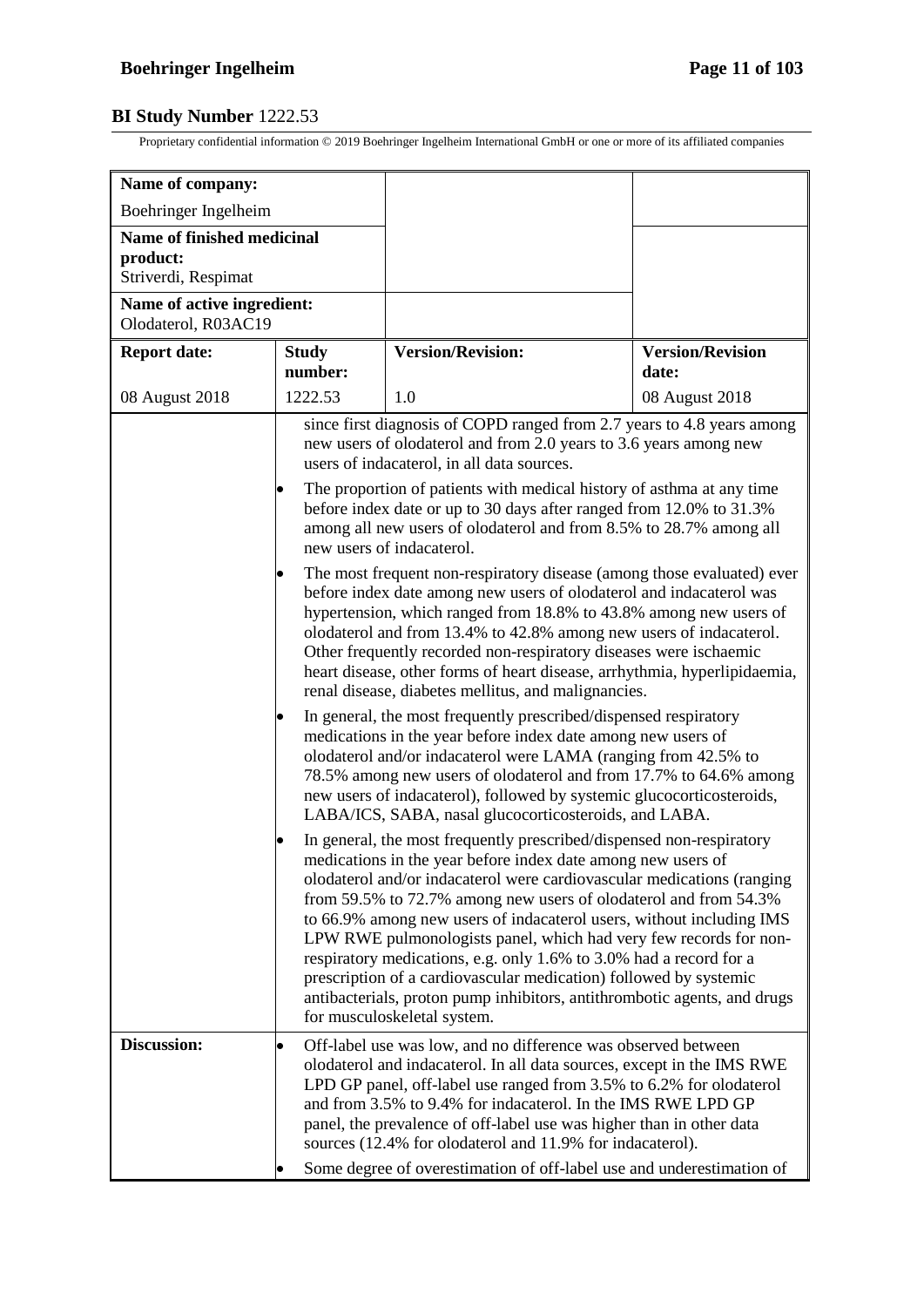| Name of company: Boehringer Ingelheim | | | |
|---|---|---|---|
| **Name of finished medicinal product:** Striverdi, Respimat | | | |
| **Name of active ingredient:** Olodaterol, R03AC19 | | | |
| **Report date:** | **Study number:** | **Version/Revision:** | **Version/Revision date:** |
| 08 August 2018 | 1222.53 | 1.0 | 08 August 2018 |

since first diagnosis of COPD ranged from 2.7 years to 4.8 years among new users of olodaterol and from 2.0 years to 3.6 years among new users of indacaterol, in all data sources.

- The proportion of patients with medical history of asthma at any time before index date or up to 30 days after ranged from 12.0% to 31.3% among all new users of olodaterol and from 8.5% to 28.7% among all new users of indacaterol.
- The most frequent non-respiratory disease (among those evaluated) ever before index date among new users of olodaterol and indacaterol was hypertension, which ranged from 18.8% to 43.8% among new users of olodaterol and from 13.4% to 42.8% among new users of indacaterol. Other frequently recorded non-respiratory diseases were ischaemic heart disease, other forms of heart disease, arrhythmia, hyperlipidaemia, renal disease, diabetes mellitus, and malignancies.
- In general, the most frequently prescribed/dispensed respiratory medications in the year before index date among new users of olodaterol and/or indacaterol were LAMA (ranging from 42.5% to 78.5% among new users of olodaterol and from 17.7% to 64.6% among new users of indacaterol), followed by systemic glucocorticosteroids, LABA/ICS, SABA, nasal glucocorticosteroids, and LABA.
- In general, the most frequently prescribed/dispensed non-respiratory medications in the year before index date among new users of olodaterol and/or indacaterol were cardiovascular medications (ranging from 59.5% to 72.7% among new users of olodaterol and from 54.3% to 66.9% among new users of indacaterol users, without including IMS LPW RWE pulmonologists panel, which had very few records for non-respiratory medications, e.g. only 1.6% to 3.0% had a record for a prescription of a cardiovascular medication) followed by systemic antibacterials, proton pump inhibitors, antithrombotic agents, and drugs for musculoskeletal system.

**Discussion:**

- Off-label use was low, and no difference was observed between olodaterol and indacaterol. In all data sources, except in the IMS RWE LPD GP panel, off-label use ranged from 3.5% to 6.2% for olodaterol and from 3.5% to 9.4% for indacaterol. In the IMS RWE LPD GP panel, the prevalence of off-label use was higher than in other data sources (12.4% for olodaterol and 11.9% for indacaterol).
- Some degree of overestimation of off-label use and underestimation of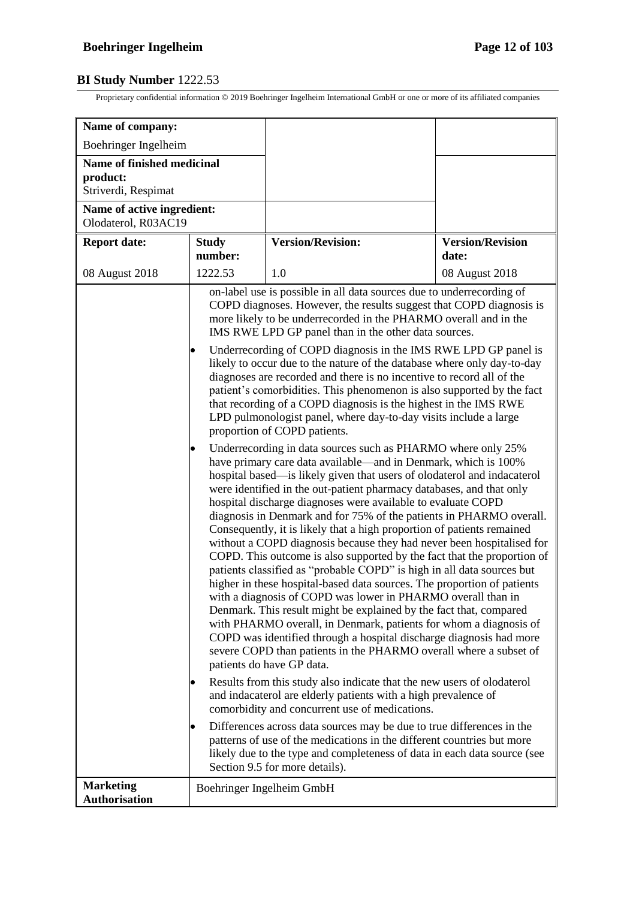| Name of company: | | | |
|---|---|---|---|
| Boehringer Ingelheim | | | |
| **Name of finished medicinal product:** Striverdi, Respimat | | | |
| **Name of active ingredient:** Olodaterol, R03AC19 | | | |
| **Report date:** | **Study number:** | **Version/Revision:** | **Version/Revision date:** |
| 08 August 2018 | 1222.53 | 1.0 | 08 August 2018 |
| | on-label use is possible in all data sources due to underrecording of COPD diagnoses. However, the results suggest that COPD diagnosis is more likely to be underrecorded in the PHARMO overall and in the IMS RWE LPD GP panel than in the other data sources.<br><br>• Underrecording of COPD diagnosis in the IMS RWE LPD GP panel is likely to occur due to the nature of the database where only day-to-day diagnoses are recorded and there is no incentive to record all of the patient's comorbidities. This phenomenon is also supported by the fact that recording of a COPD diagnosis is the highest in the IMS RWE LPD pulmonologist panel, where day-to-day visits include a large proportion of COPD patients.<br><br>• Underrecording in data sources such as PHARMO where only 25% have primary care data available—and in Denmark, which is 100% hospital based—is likely given that users of olodaterol and indacaterol were identified in the out-patient pharmacy databases, and that only hospital discharge diagnoses were available to evaluate COPD diagnosis in Denmark and for 75% of the patients in PHARMO overall. Consequently, it is likely that a high proportion of patients remained without a COPD diagnosis because they had never been hospitalised for COPD. This outcome is also supported by the fact that the proportion of patients classified as "probable COPD" is high in all data sources but higher in these hospital-based data sources. The proportion of patients with a diagnosis of COPD was lower in PHARMO overall than in Denmark. This result might be explained by the fact that, compared with PHARMO overall, in Denmark, patients for whom a diagnosis of COPD was identified through a hospital discharge diagnosis had more severe COPD than patients in the PHARMO overall where a subset of patients do have GP data.<br><br>• Results from this study also indicate that the new users of olodaterol and indacaterol are elderly patients with a high prevalence of comorbidity and concurrent use of medications.<br><br>• Differences across data sources may be due to true differences in the patterns of use of the medications in the different countries but more likely due to the type and completeness of data in each data source (see Section 9.5 for more details). | | |
| **Marketing Authorisation** | Boehringer Ingelheim GmbH | | |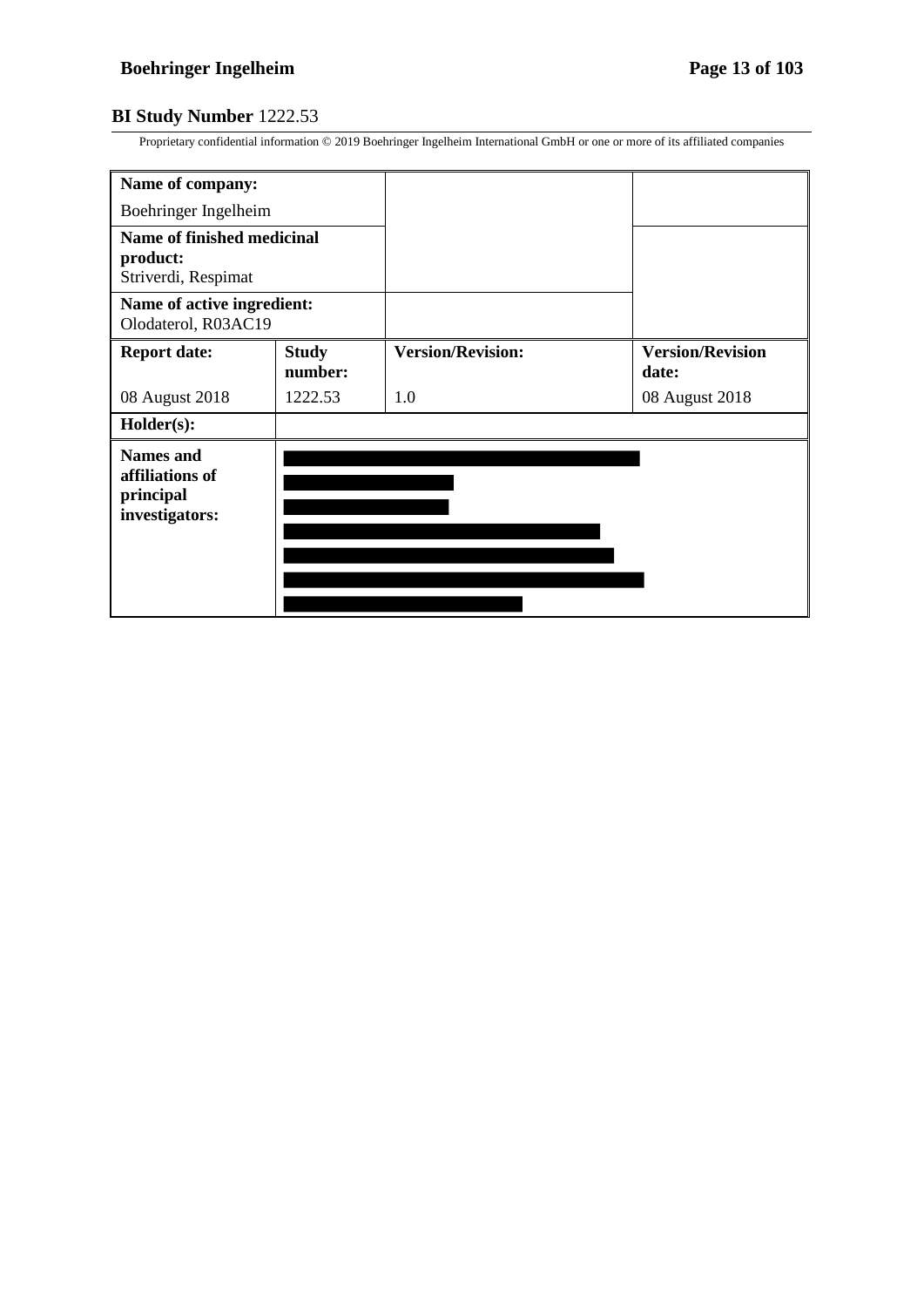| | | | |
|---|---|---|---|
| **Name of company:**<br>Boehringer Ingelheim | | | |
| **Name of finished medicinal product:**<br>Striverdi, Respimat | | | |
| **Name of active ingredient:**<br>Olodaterol, R03AC19 | | | |
| **Report date:**<br>08 August 2018 | **Study number:**<br>1222.53 | **Version/Revision:**<br>1.0 | **Version/Revision date:**<br>08 August 2018 |
| **Holder(s):** | | | |
| **Names and affiliations of principal investigators:** | | | |